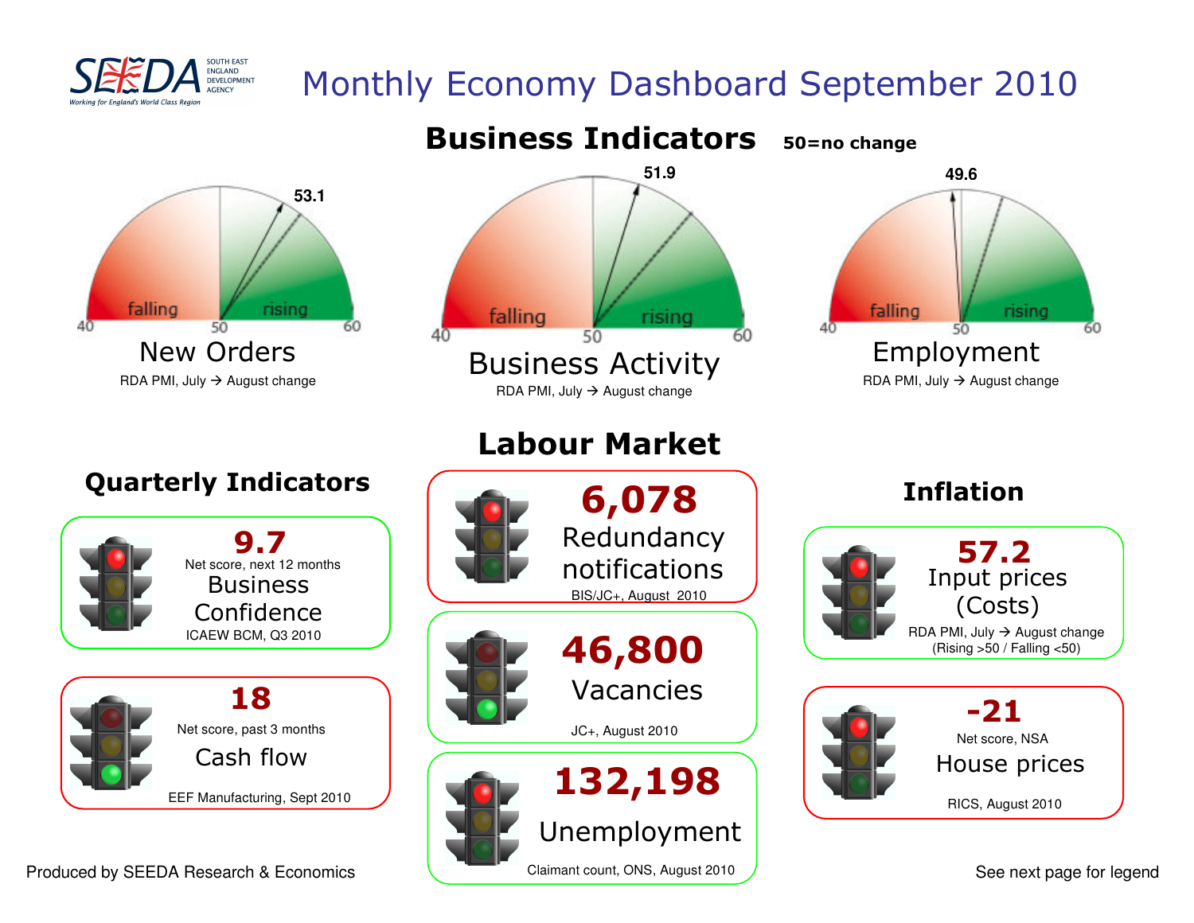SEEDA SOUTH EAST ENGLAND DEVELOPMENT AGENCY
Working for England's World Class Region

# Monthly Economy Dashboard September 2010

## Business Indicators

50=no change

### New Orders

53.1

falling | rising

40 | 50 | 60

RDA PMI, July → August change

### Business Activity

51.9

falling | rising

40 | 50 | 60

RDA PMI, July → August change

### Employment

49.6

falling | rising

40 | 50 | 60

RDA PMI, July → August change

## Quarterly Indicators

**9.7**

Net score, next 12 months

Business Confidence

ICAEW BCM, Q3 2010

**18**

Net score, past 3 months

Cash flow

EEF Manufacturing, Sept 2010

## Labour Market

**6,078**

Redundancy notifications

BIS/JC+, August 2010

**46,800**

Vacancies

JC+, August 2010

**132,198**

Unemployment

Claimant count, ONS, August 2010

## Inflation

**57.2**

Input prices (Costs)

RDA PMI, July → August change

(Rising >50 / Falling <50)

**-21**

Net score, NSA

House prices

RICS, August 2010

Produced by SEEDA Research & Economics

See next page for legend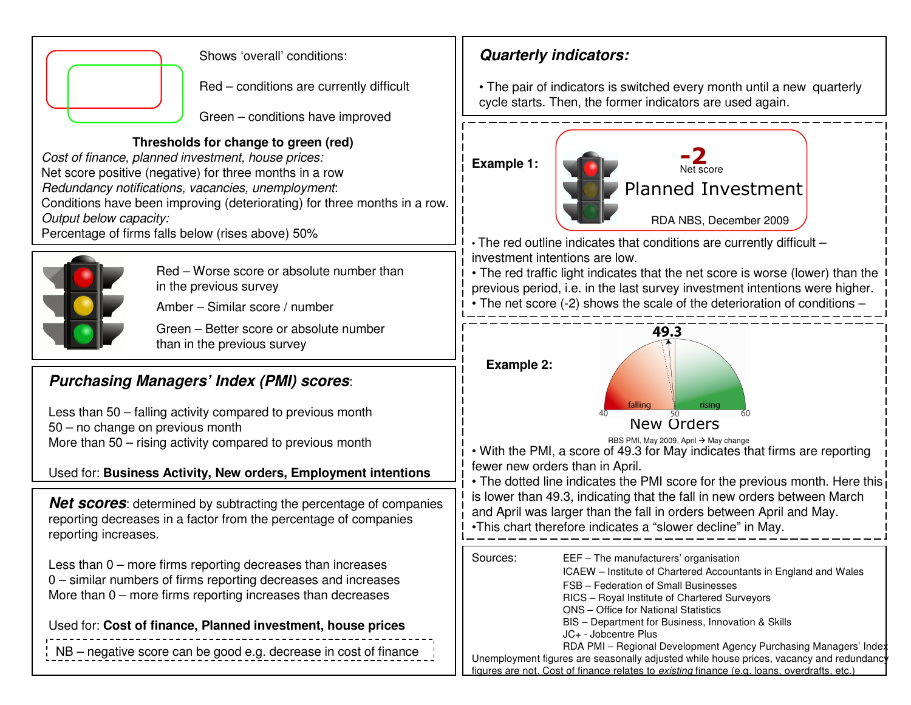Shows 'overall' conditions:

Red – conditions are currently difficult

Green – conditions have improved

**Thresholds for change to green (red)**

*Cost of finance, planned investment, house prices:*
Net score positive (negative) for three months in a row
*Redundancy notifications, vacancies, unemployment*:
Conditions have been improving (deteriorating) for three months in a row.
*Output below capacity:*
Percentage of firms falls below (rises above) 50%

Red – Worse score or absolute number than in the previous survey

Amber – Similar score / number

Green – Better score or absolute number than in the previous survey

## *Purchasing Managers' Index (PMI) scores*:

Less than 50 – falling activity compared to previous month
50 – no change on previous month
More than 50 – rising activity compared to previous month

Used for: **Business Activity, New orders, Employment intentions**

***Net scores***: determined by subtracting the percentage of companies reporting decreases in a factor from the percentage of companies reporting increases.

Less than 0 – more firms reporting decreases than increases
0 – similar numbers of firms reporting decreases and increases
More than 0 – more firms reporting increases than decreases

Used for: **Cost of finance, Planned investment, house prices**

NB – negative score can be good e.g. decrease in cost of finance

## *Quarterly indicators:*

• The pair of indicators is switched every month until a new quarterly cycle starts. Then, the former indicators are used again.

**Example 1:**

-2
Net score
Planned Investment
RDA NBS, December 2009

• The red outline indicates that conditions are currently difficult – investment intentions are low.
• The red traffic light indicates that the net score is worse (lower) than the previous period, i.e. in the last survey investment intentions were higher.
• The net score (-2) shows the scale of the deterioration of conditions –

**Example 2:**

49.3
falling
rising
40
50
60
New Orders
RBS PMI, May 2009, April → May change

• With the PMI, a score of 49.3 for May indicates that firms are reporting fewer new orders than in April.
• The dotted line indicates the PMI score for the previous month. Here this is lower than 49.3, indicating that the fall in new orders between March and April was larger than the fall in orders between April and May.
•This chart therefore indicates a "slower decline" in May.

Sources:
EEF – The manufacturers' organisation
ICAEW – Institute of Chartered Accountants in England and Wales
FSB – Federation of Small Businesses
RICS – Royal Institute of Chartered Surveyors
ONS – Office for National Statistics
BIS – Department for Business, Innovation & Skills
JC+ - Jobcentre Plus
RDA PMI – Regional Development Agency Purchasing Managers' Index

Unemployment figures are seasonally adjusted while house prices, vacancy and redundancy figures are not. Cost of finance relates to *existing* finance (e.g. loans, overdrafts, etc.)